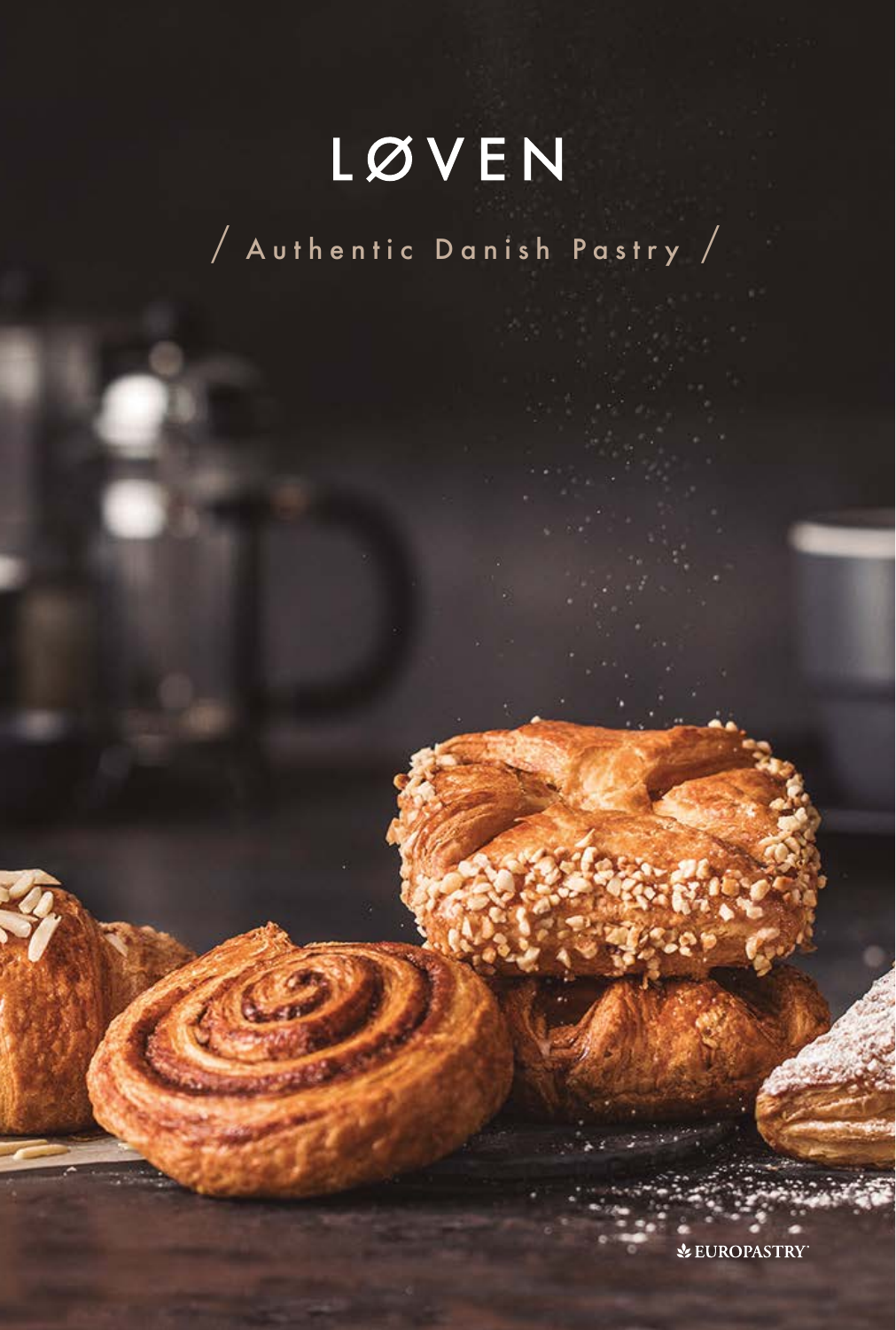# LØVEN

/ Authentic Danish Pastry /

EUROPASTRY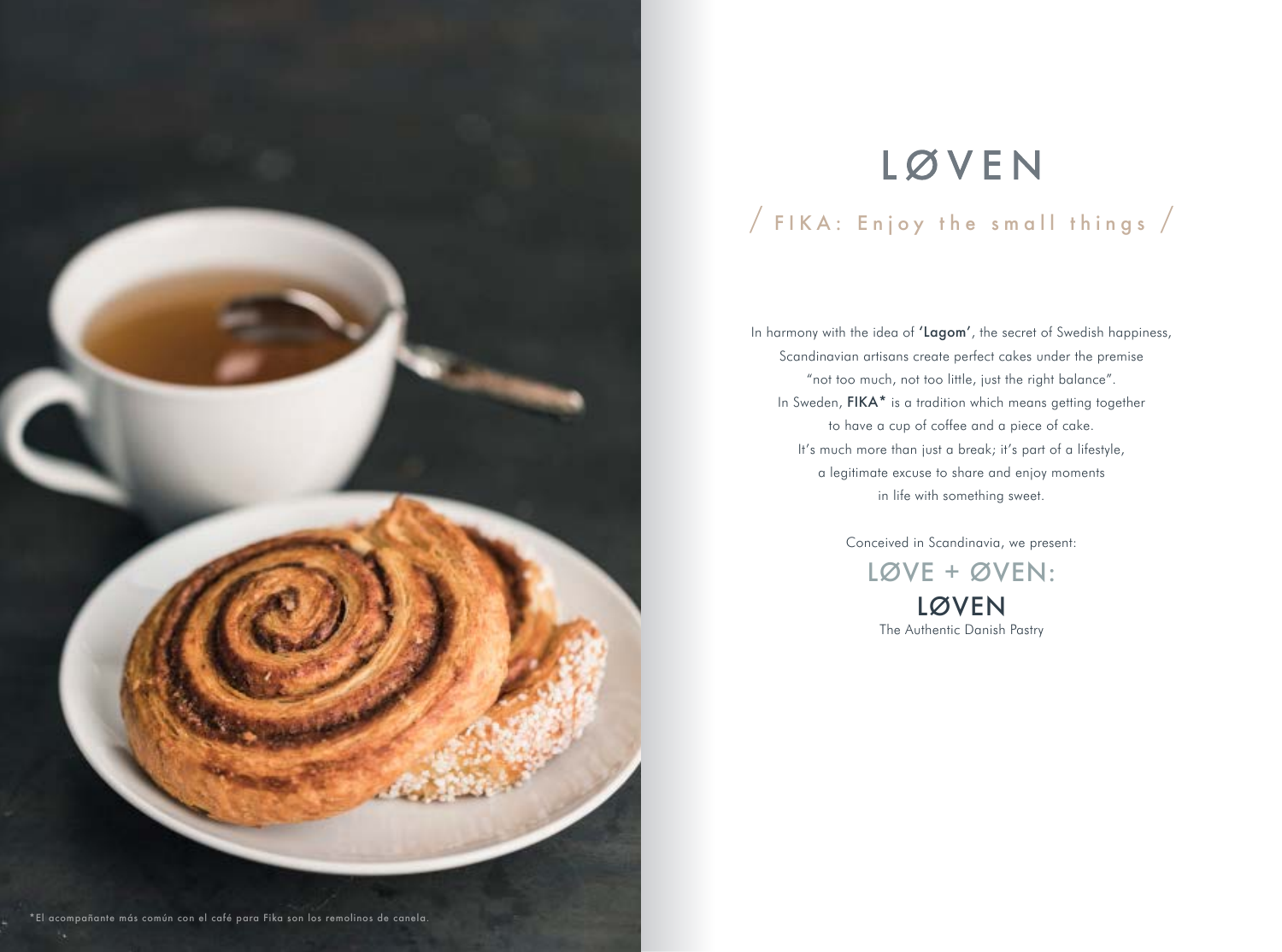# LØVEN

## / FIKA: Enjoy the small things /

In harmony with the idea of **'Lagom'**, the secret of Swedish happiness, Scandinavian artisans create perfect cakes under the premise "not too much, not too little, just the right balance". In Sweden, **FIKA*** is a tradition which means getting together to have a cup of coffee and a piece of cake. It's much more than just a break; it's part of a lifestyle, a legitimate excuse to share and enjoy moments in life with something sweet.

Conceived in Scandinavia, we present:

LØVE + ØVEN:

**LØVEN**

The Authentic Danish Pastry

*El acompañante más común con el café para Fika son los remolinos de canela.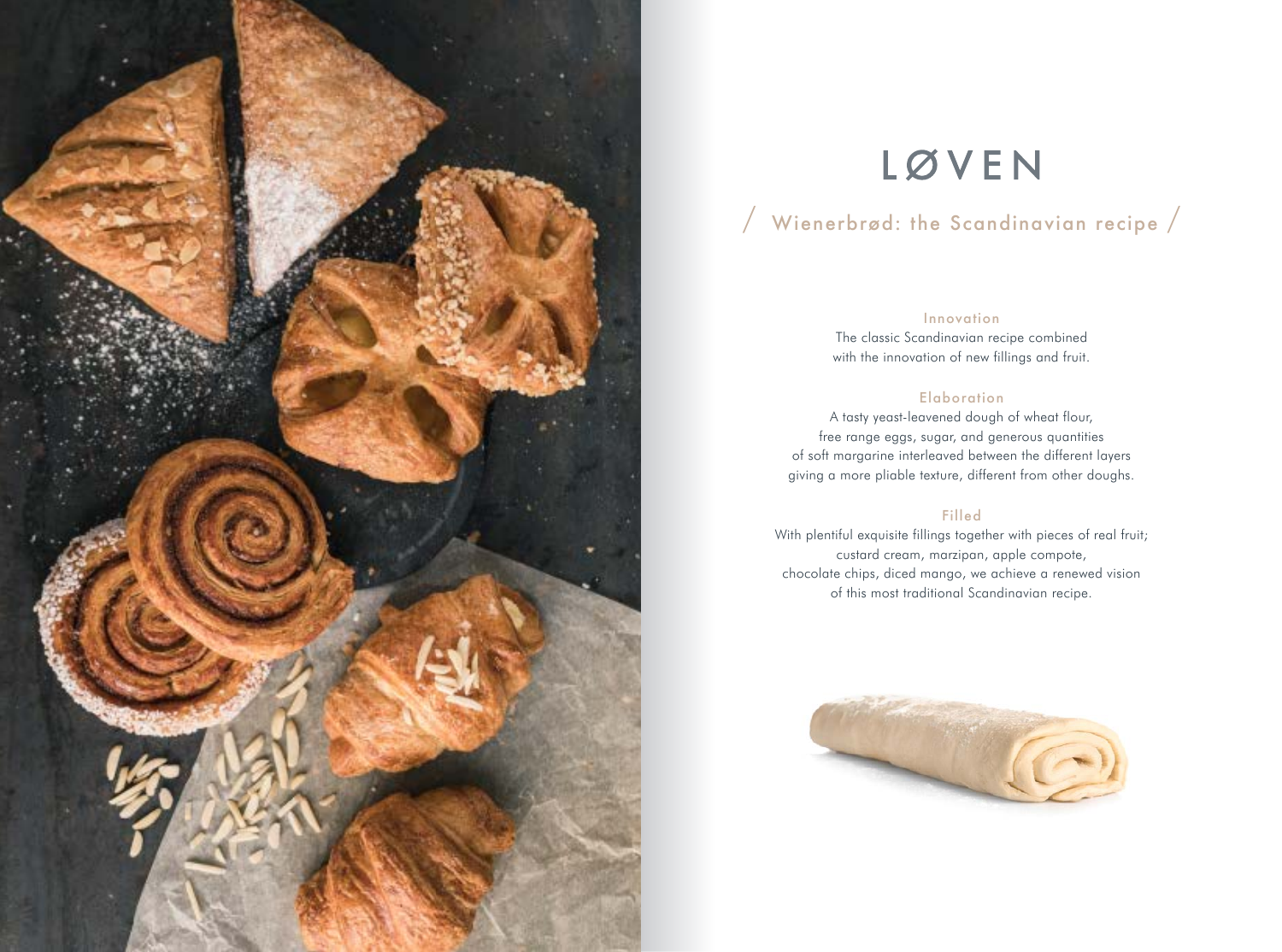# LØVEN

## / Wienerbrød: the Scandinavian recipe /

### Innovation

The classic Scandinavian recipe combined with the innovation of new fillings and fruit.

### Elaboration

A tasty yeast-leavened dough of wheat flour, free range eggs, sugar, and generous quantities of soft margarine interleaved between the different layers giving a more pliable texture, different from other doughs.

### Filled

With plentiful exquisite fillings together with pieces of real fruit; custard cream, marzipan, apple compote, chocolate chips, diced mango, we achieve a renewed vision of this most traditional Scandinavian recipe.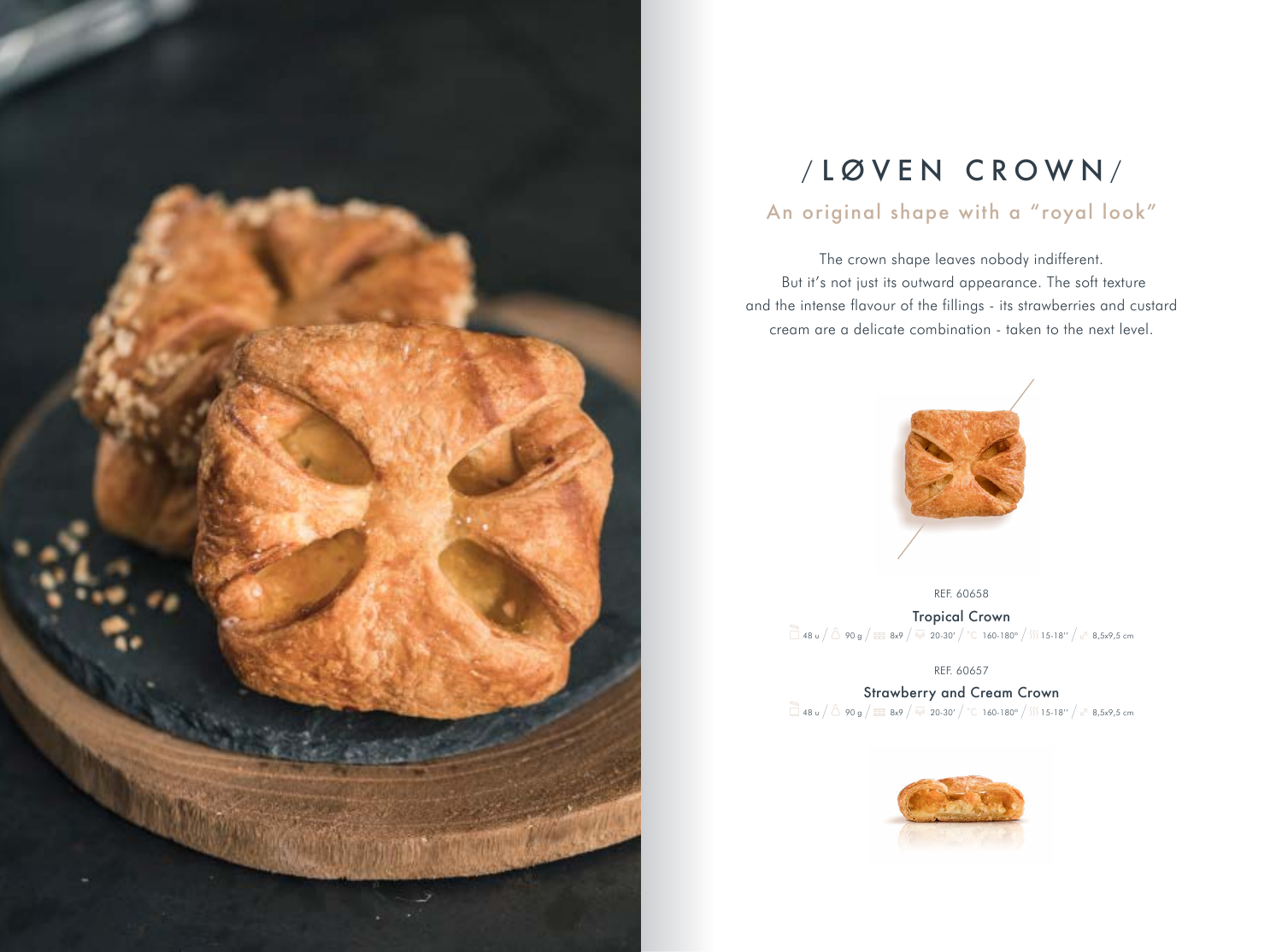# /LØVEN CROWN/

## An original shape with a "royal look"

The crown shape leaves nobody indifferent.
But it's not just its outward appearance. The soft texture and the intense flavour of the fillings - its strawberries and custard cream are a delicate combination - taken to the next level.

REF. 60658

**Tropical Crown**

48 u / 90 g / 8x9 / 20-30' / 160-180° / 15-18'' / 8,5x9,5 cm

REF. 60657

**Strawberry and Cream Crown**

48 u / 90 g / 8x9 / 20-30' / 160-180° / 15-18'' / 8,5x9,5 cm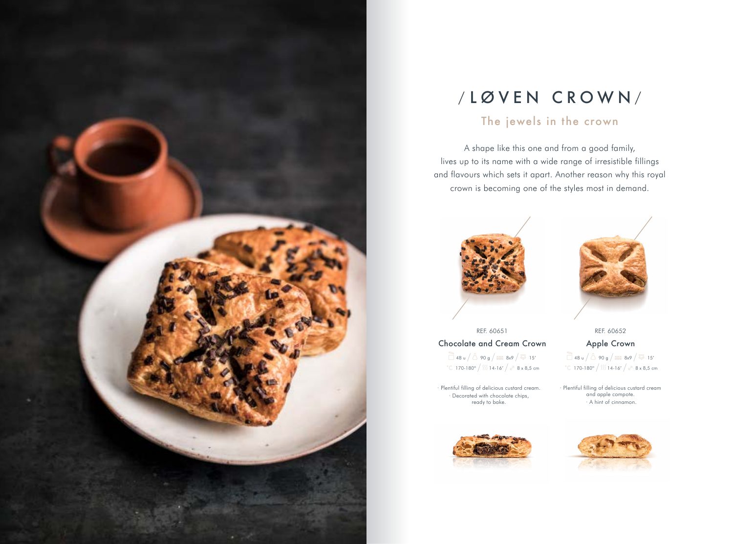# /LØVEN CROWN/

## The jewels in the crown

A shape like this one and from a good family, lives up to its name with a wide range of irresistible fillings and flavours which sets it apart. Another reason why this royal crown is becoming one of the styles most in demand.

REF. 60651

### Chocolate and Cream Crown

48 u / 90 g / 8x9 / 15'
170-180º / 14-16' / 8 x 8,5 cm

· Plentiful filling of delicious custard cream.
· Decorated with chocolate chips, ready to bake.

REF. 60652

### Apple Crown

48 u / 90 g / 8x9 / 15'
170-180º / 14-16' / 8 x 8,5 cm

· Plentiful filling of delicious custard cream and apple compote.
· A hint of cinnamon.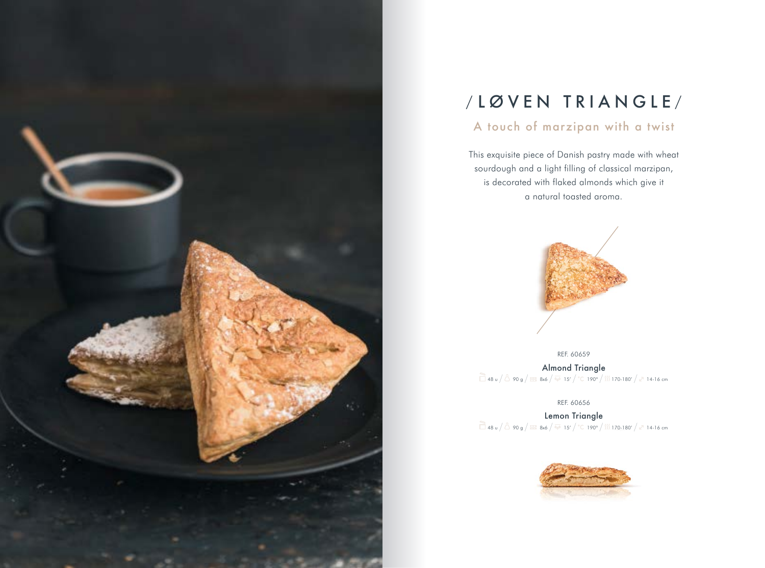# /LØVEN TRIANGLE/

## A touch of marzipan with a twist

This exquisite piece of Danish pastry made with wheat sourdough and a light filling of classical marzipan, is decorated with flaked almonds which give it a natural toasted aroma.

REF. 60659

**Almond Triangle**

48 u / 90 g / 8x6 / 15' / °C 190° / 170-180' / 14-16 cm

REF. 60656

**Lemon Triangle**

48 u / 90 g / 8x6 / 15' / °C 190° / 170-180' / 14-16 cm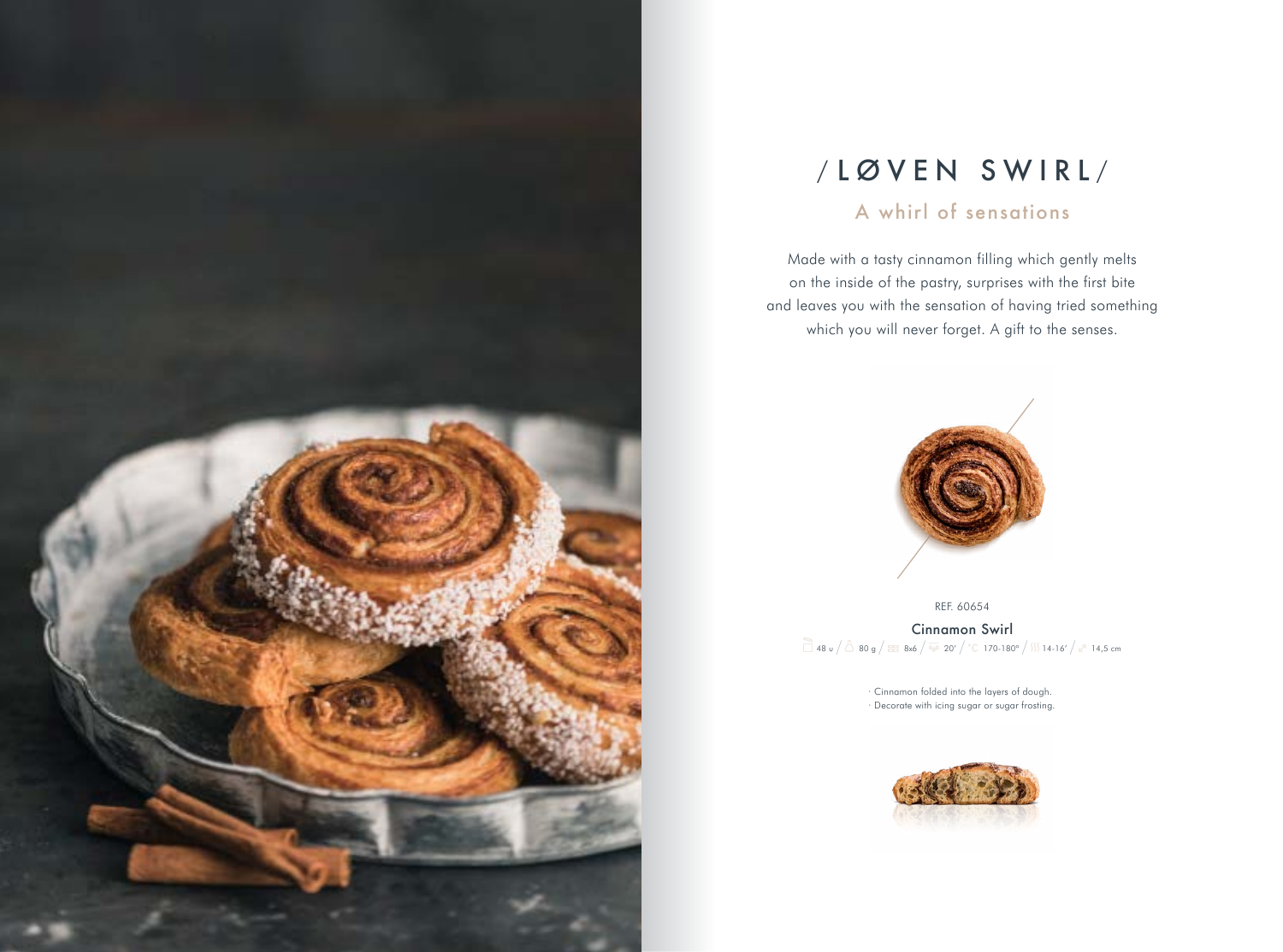# /LØVEN SWIRL/

## A whirl of sensations

Made with a tasty cinnamon filling which gently melts on the inside of the pastry, surprises with the first bite and leaves you with the sensation of having tried something which you will never forget. A gift to the senses.

REF. 60654

### Cinnamon Swirl

48 u / 80 g / 8x6 / 20' / °C 170-180° / 14-16' / 14,5 cm

- Cinnamon folded into the layers of dough.
- Decorate with icing sugar or sugar frosting.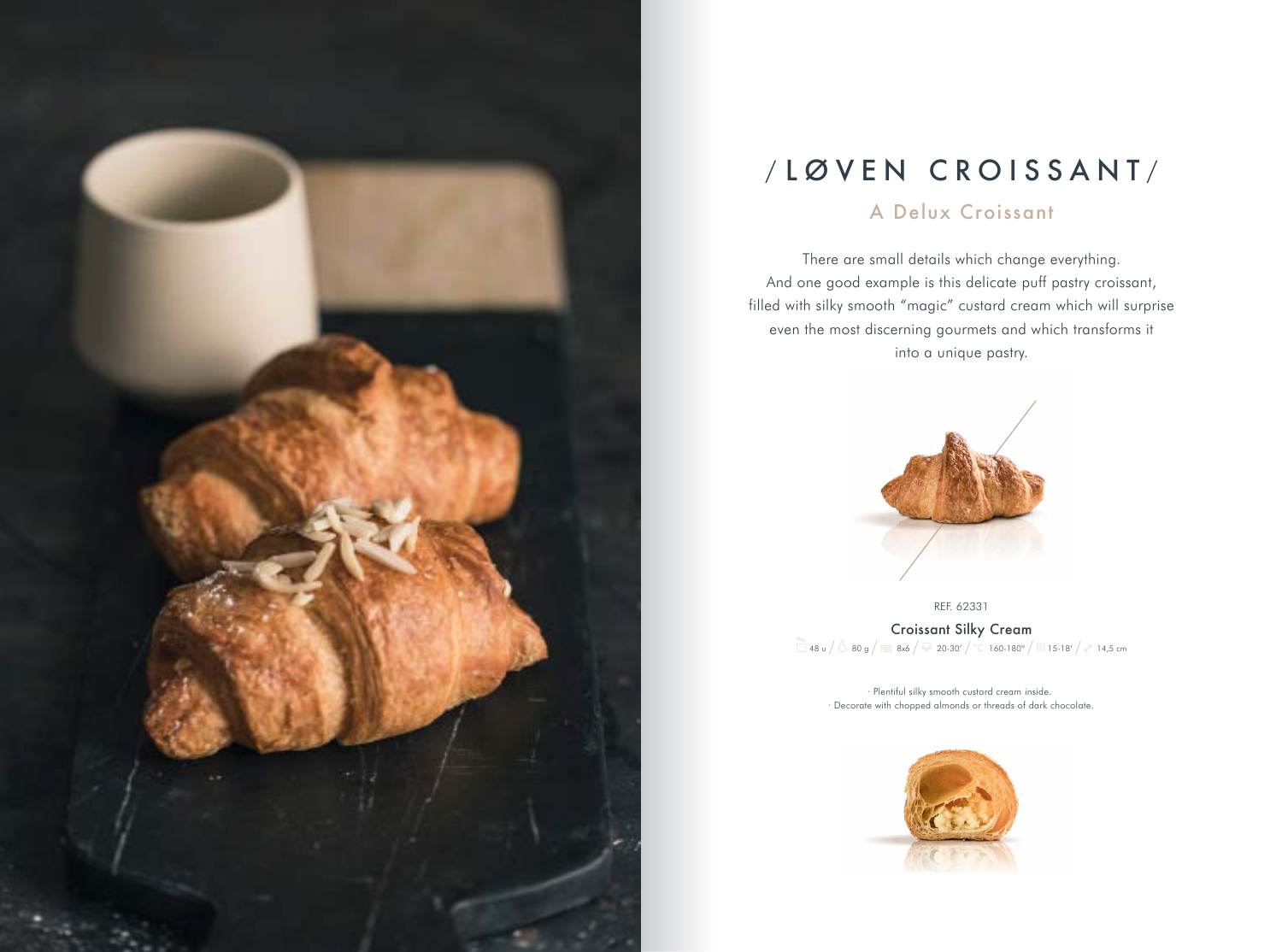# /LØVEN CROISSANT/

## A Delux Croissant

There are small details which change everything.
And one good example is this delicate puff pastry croissant, filled with silky smooth "magic" custard cream which will surprise even the most discerning gourmets and which transforms it into a unique pastry.

REF. 62331

**Croissant Silky Cream**

48 u / 80 g / 8x6 / 20-30' / 160-180° / 15-18' / 14,5 cm

· Plentiful silky smooth custard cream inside.
· Decorate with chopped almonds or threads of dark chocolate.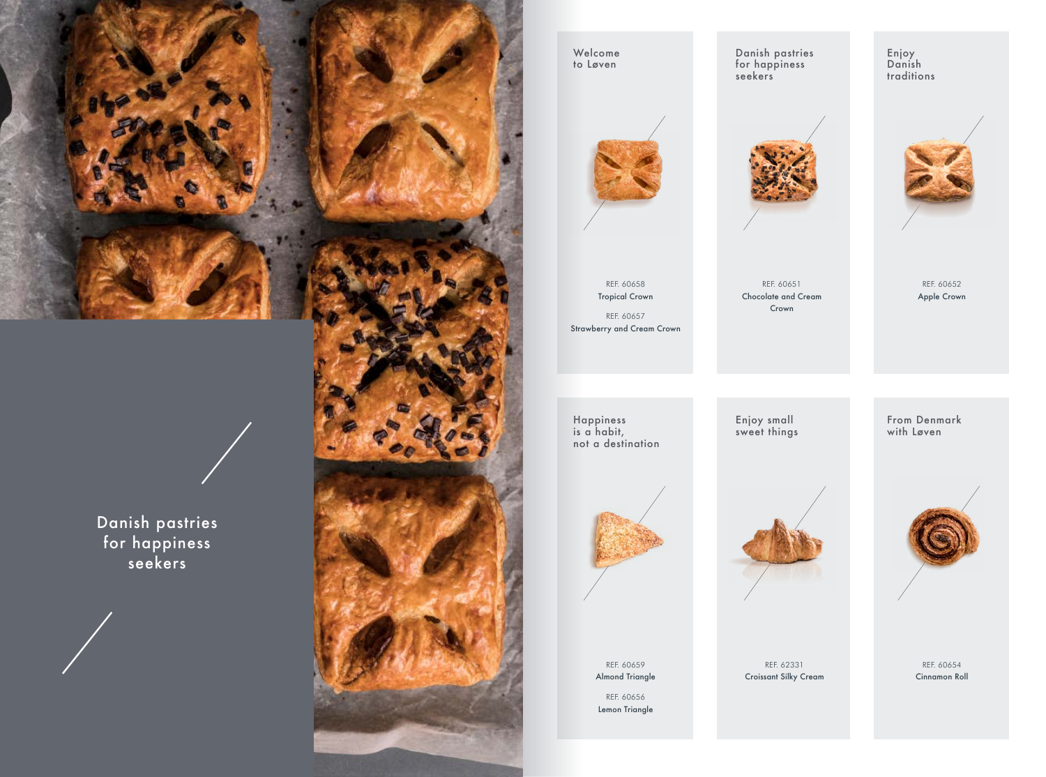Danish pastries
for happiness
seekers

Welcome
to Løven

REF. 60658
Tropical Crown

REF. 60657
Strawberry and Cream Crown

Danish pastries
for happiness
seekers

REF. 60651
Chocolate and Cream
Crown

Enjoy
Danish
traditions

REF. 60652
Apple Crown

Happiness
is a habit,
not a destination

REF. 60659
Almond Triangle

REF. 60656
Lemon Triangle

Enjoy small
sweet things

REF. 62331
Croissant Silky Cream

From Denmark
with Løven

REF. 60654
Cinnamon Roll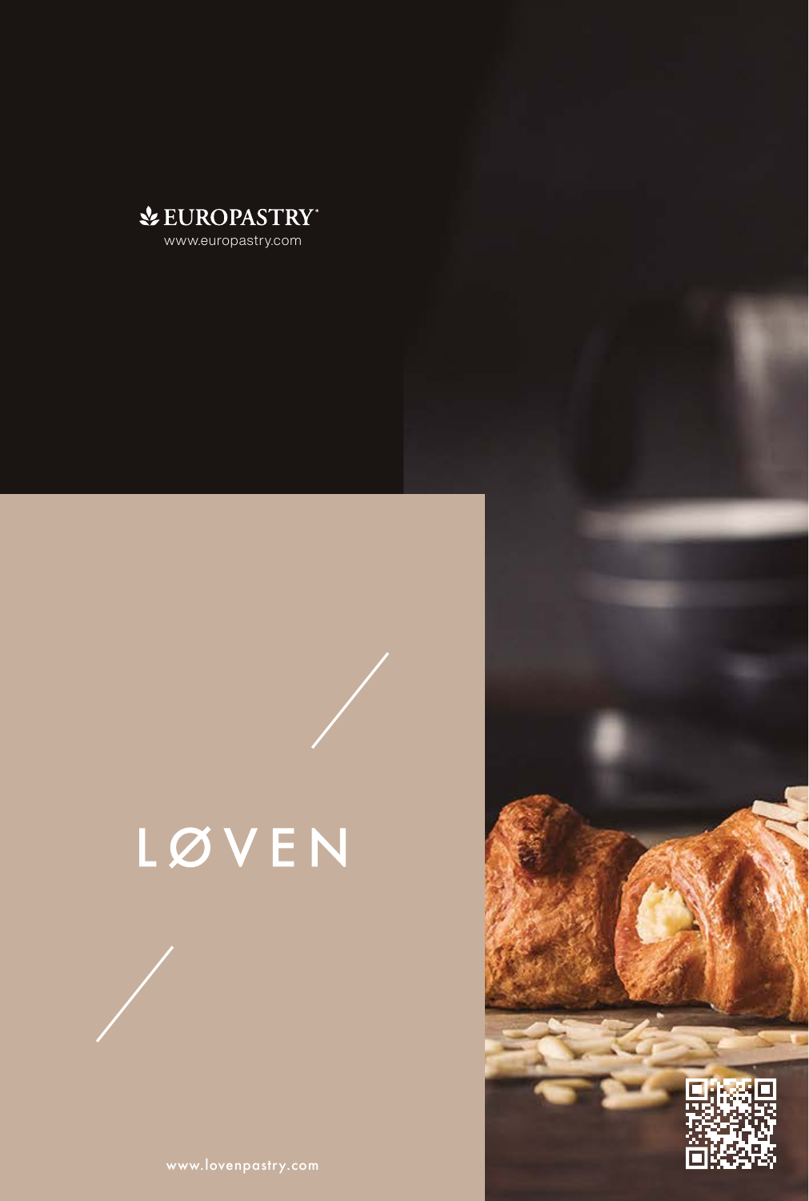EUROPASTRY®

www.europastry.com

# LØVEN

www.lovenpastry.com